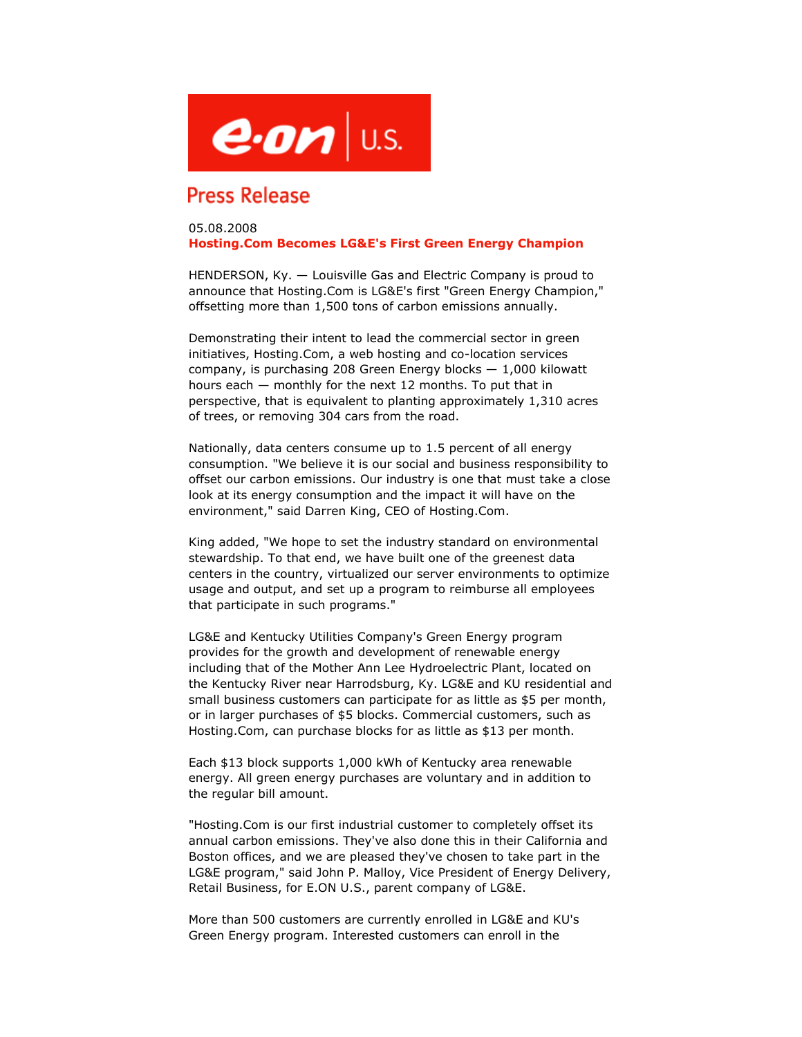# Press Release

05.08.2008

**Hosting.Com Becomes LG&E's First Green Energy Champion**

HENDERSON, Ky. — Louisville Gas and Electric Company is proud to announce that Hosting.Com is LG&E's first "Green Energy Champion," offsetting more than 1,500 tons of carbon emissions annually.

Demonstrating their intent to lead the commercial sector in green initiatives, Hosting.Com, a web hosting and co-location services company, is purchasing 208 Green Energy blocks — 1,000 kilowatt hours each — monthly for the next 12 months. To put that in perspective, that is equivalent to planting approximately 1,310 acres of trees, or removing 304 cars from the road.

Nationally, data centers consume up to 1.5 percent of all energy consumption. "We believe it is our social and business responsibility to offset our carbon emissions. Our industry is one that must take a close look at its energy consumption and the impact it will have on the environment," said Darren King, CEO of Hosting.Com.

King added, "We hope to set the industry standard on environmental stewardship. To that end, we have built one of the greenest data centers in the country, virtualized our server environments to optimize usage and output, and set up a program to reimburse all employees that participate in such programs."

LG&E and Kentucky Utilities Company's Green Energy program provides for the growth and development of renewable energy including that of the Mother Ann Lee Hydroelectric Plant, located on the Kentucky River near Harrodsburg, Ky. LG&E and KU residential and small business customers can participate for as little as $5 per month, or in larger purchases of $5 blocks. Commercial customers, such as Hosting.Com, can purchase blocks for as little as $13 per month.

Each $13 block supports 1,000 kWh of Kentucky area renewable energy. All green energy purchases are voluntary and in addition to the regular bill amount.

"Hosting.Com is our first industrial customer to completely offset its annual carbon emissions. They've also done this in their California and Boston offices, and we are pleased they've chosen to take part in the LG&E program," said John P. Malloy, Vice President of Energy Delivery, Retail Business, for E.ON U.S., parent company of LG&E.

More than 500 customers are currently enrolled in LG&E and KU's Green Energy program. Interested customers can enroll in the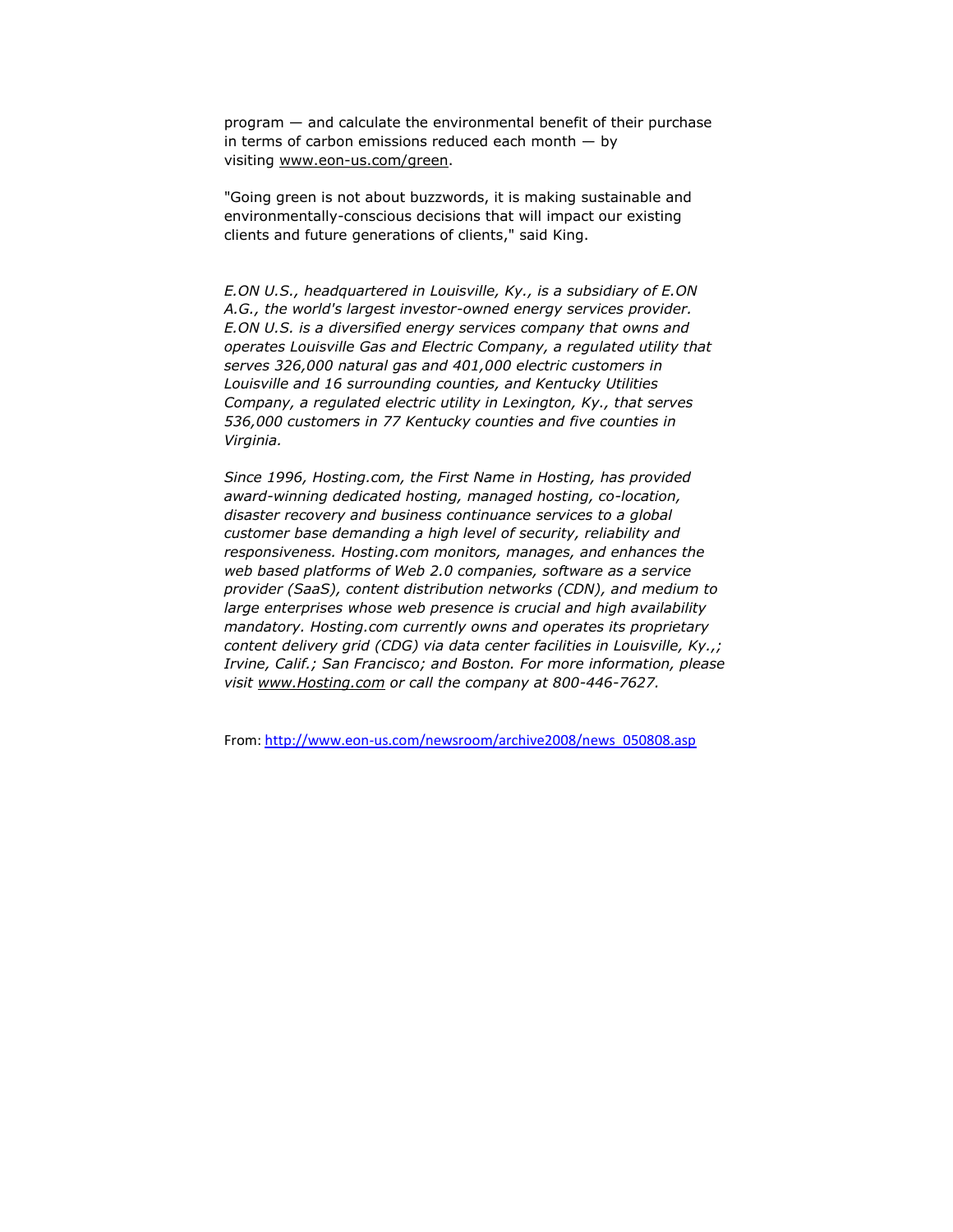program — and calculate the environmental benefit of their purchase in terms of carbon emissions reduced each month — by visiting www.eon-us.com/green.

"Going green is not about buzzwords, it is making sustainable and environmentally-conscious decisions that will impact our existing clients and future generations of clients," said King.

*E.ON U.S., headquartered in Louisville, Ky., is a subsidiary of E.ON A.G., the world's largest investor-owned energy services provider. E.ON U.S. is a diversified energy services company that owns and operates Louisville Gas and Electric Company, a regulated utility that serves 326,000 natural gas and 401,000 electric customers in Louisville and 16 surrounding counties, and Kentucky Utilities Company, a regulated electric utility in Lexington, Ky., that serves 536,000 customers in 77 Kentucky counties and five counties in Virginia.*

*Since 1996, Hosting.com, the First Name in Hosting, has provided award-winning dedicated hosting, managed hosting, co-location, disaster recovery and business continuance services to a global customer base demanding a high level of security, reliability and responsiveness. Hosting.com monitors, manages, and enhances the web based platforms of Web 2.0 companies, software as a service provider (SaaS), content distribution networks (CDN), and medium to large enterprises whose web presence is crucial and high availability mandatory. Hosting.com currently owns and operates its proprietary content delivery grid (CDG) via data center facilities in Louisville, Ky.,; Irvine, Calif.; San Francisco; and Boston. For more information, please visit www.Hosting.com or call the company at 800-446-7627.*

From: http://www.eon-us.com/newsroom/archive2008/news_050808.asp